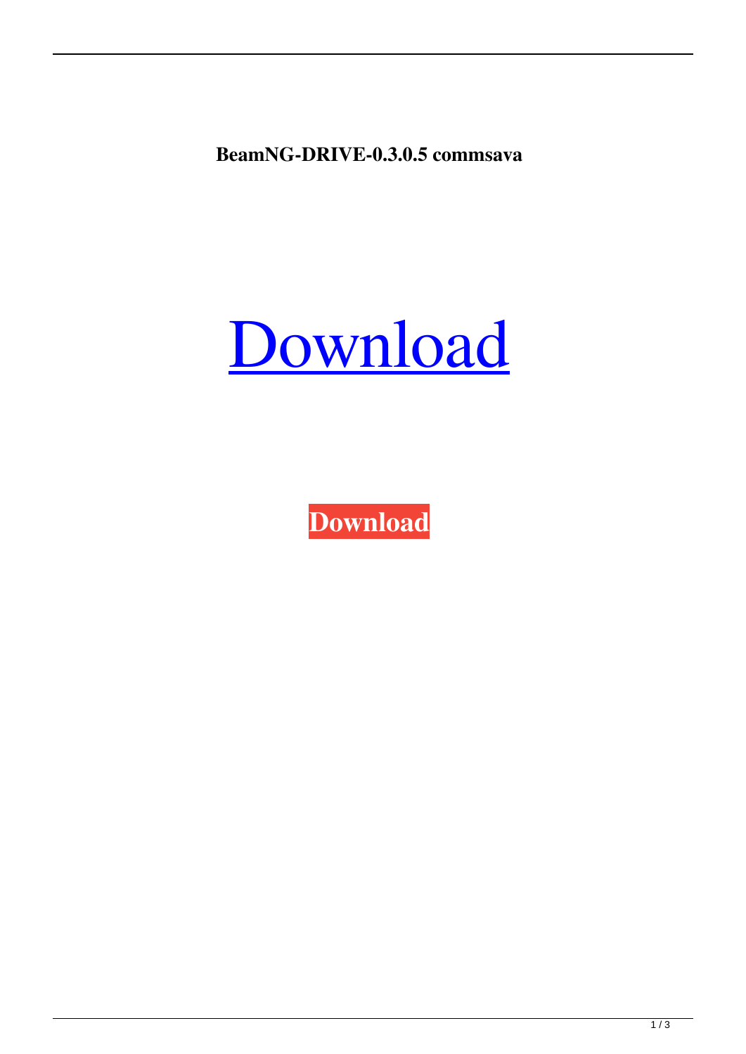**BeamNG-DRIVE-0.3.0.5 commsava**

Download

**Download**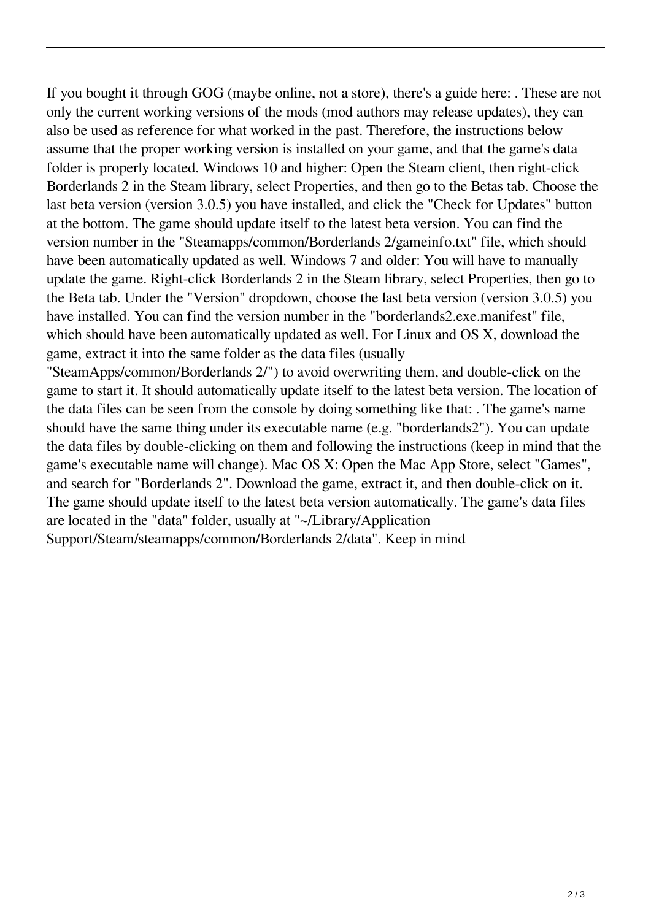If you bought it through GOG (maybe online, not a store), there's a guide here: . These are not only the current working versions of the mods (mod authors may release updates), they can also be used as reference for what worked in the past. Therefore, the instructions below assume that the proper working version is installed on your game, and that the game's data folder is properly located. Windows 10 and higher: Open the Steam client, then right-click Borderlands 2 in the Steam library, select Properties, and then go to the Betas tab. Choose the last beta version (version 3.0.5) you have installed, and click the "Check for Updates" button at the bottom. The game should update itself to the latest beta version. You can find the version number in the "Steamapps/common/Borderlands 2/gameinfo.txt" file, which should have been automatically updated as well. Windows 7 and older: You will have to manually update the game. Right-click Borderlands 2 in the Steam library, select Properties, then go to the Beta tab. Under the "Version" dropdown, choose the last beta version (version 3.0.5) you have installed. You can find the version number in the "borderlands2.exe.manifest" file, which should have been automatically updated as well. For Linux and OS X, download the game, extract it into the same folder as the data files (usually "SteamApps/common/Borderlands 2/") to avoid overwriting them, and double-click on the game to start it. It should automatically update itself to the latest beta version. The location of the data files can be seen from the console by doing something like that: . The game's name should have the same thing under its executable name (e.g. "borderlands2"). You can update the data files by double-clicking on them and following the instructions (keep in mind that the game's executable name will change). Mac OS X: Open the Mac App Store, select "Games", and search for "Borderlands 2". Download the game, extract it, and then double-click on it. The game should update itself to the latest beta version automatically. The game's data files are located in the "data" folder, usually at "~/Library/Application Support/Steam/steamapps/common/Borderlands 2/data". Keep in mind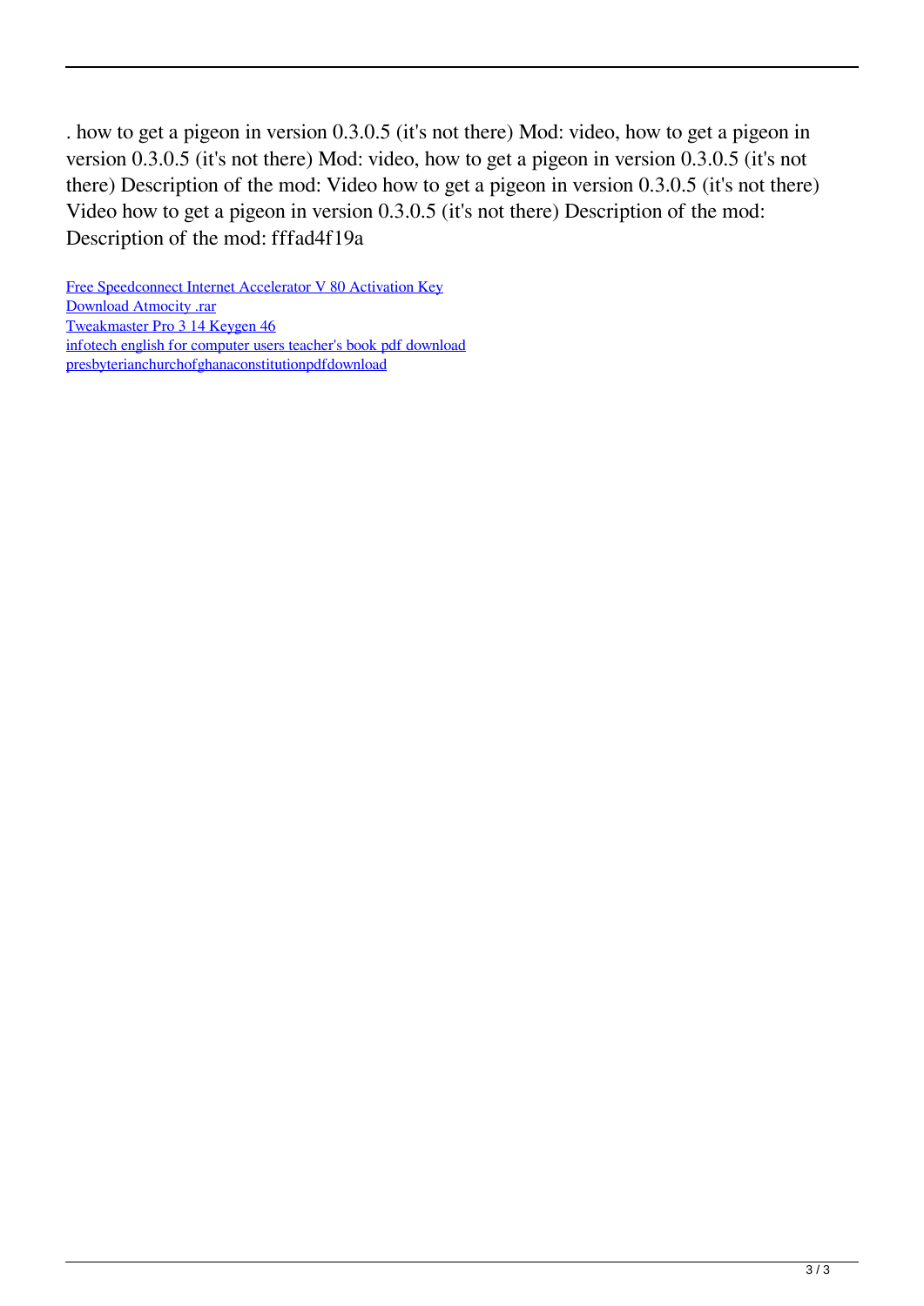. how to get a pigeon in version 0.3.0.5 (it's not there) Mod: video, how to get a pigeon in version 0.3.0.5 (it's not there) Mod: video, how to get a pigeon in version 0.3.0.5 (it's not there) Description of the mod: Video how to get a pigeon in version 0.3.0.5 (it's not there) Video how to get a pigeon in version 0.3.0.5 (it's not there) Description of the mod: Description of the mod: fffad4f19a

Free Speedconnect Internet Accelerator V 80 Activation Key
Download Atmocity .rar
Tweakmaster Pro 3 14 Keygen 46
infotech english for computer users teacher's book pdf download
presbyterianchurchofghanaconstitutionpdfdownload